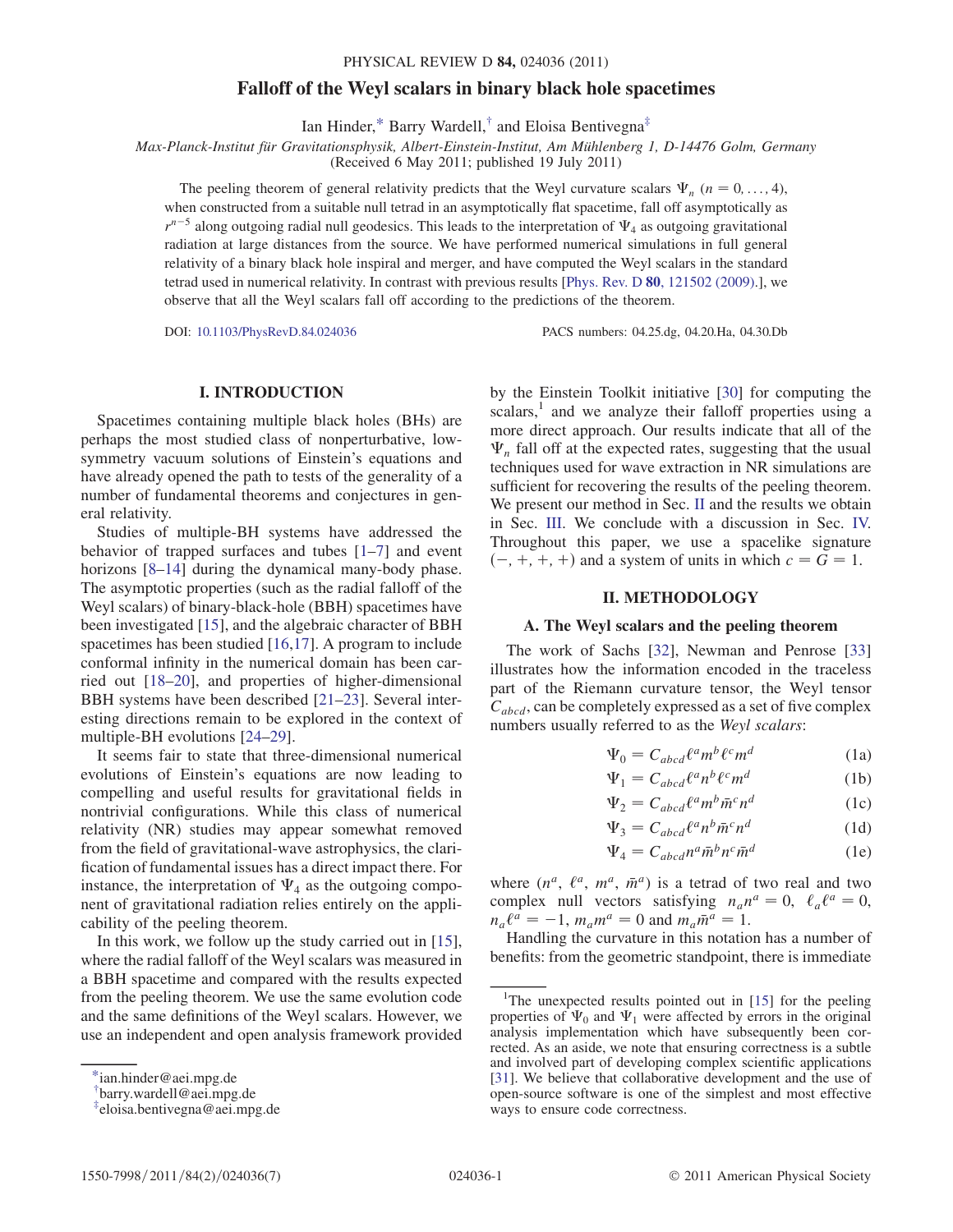# Falloff of the Weyl scalars in binary black hole spacetimes

Ian Hinder,[*] Barry Wardell,[†] and Eloisa Bentivegna[‡]

*Max-Planck-Institut für Gravitationsphysik, Albert-Einstein-Institut, Am Mühlenberg 1, D-14476 Golm, Germany*
(Received 6 May 2011; published 19 July 2011)

The peeling theorem of general relativity predicts that the Weyl curvature scalars $\Psi_n$ ($n = 0, \ldots, 4$), when constructed from a suitable null tetrad in an asymptotically flat spacetime, fall off asymptotically as $r^{n-5}$ along outgoing radial null geodesics. This leads to the interpretation of $\Psi_4$ as outgoing gravitational radiation at large distances from the source. We have performed numerical simulations in full general relativity of a binary black hole inspiral and merger, and have computed the Weyl scalars in the standard tetrad used in numerical relativity. In contrast with previous results [Phys. Rev. D **80**, 121502 (2009).], we observe that all the Weyl scalars fall off according to the predictions of the theorem.

DOI: 10.1103/PhysRevD.84.024036 PACS numbers: 04.25.dg, 04.20.Ha, 04.30.Db

## I. INTRODUCTION

Spacetimes containing multiple black holes (BHs) are perhaps the most studied class of nonperturbative, low-symmetry vacuum solutions of Einstein's equations and have already opened the path to tests of the generality of a number of fundamental theorems and conjectures in general relativity.

Studies of multiple-BH systems have addressed the behavior of trapped surfaces and tubes [1–7] and event horizons [8–14] during the dynamical many-body phase. The asymptotic properties (such as the radial falloff of the Weyl scalars) of binary-black-hole (BBH) spacetimes have been investigated [15], and the algebraic character of BBH spacetimes has been studied [16,17]. A program to include conformal infinity in the numerical domain has been carried out [18–20], and properties of higher-dimensional BBH systems have been described [21–23]. Several interesting directions remain to be explored in the context of multiple-BH evolutions [24–29].

It seems fair to state that three-dimensional numerical evolutions of Einstein's equations are now leading to compelling and useful results for gravitational fields in nontrivial configurations. While this class of numerical relativity (NR) studies may appear somewhat removed from the field of gravitational-wave astrophysics, the clarification of fundamental issues has a direct impact there. For instance, the interpretation of $\Psi_4$ as the outgoing component of gravitational radiation relies entirely on the applicability of the peeling theorem.

In this work, we follow up the study carried out in [15], where the radial falloff of the Weyl scalars was measured in a BBH spacetime and compared with the results expected from the peeling theorem. We use the same evolution code and the same definitions of the Weyl scalars. However, we use an independent and open analysis framework provided by the Einstein Toolkit initiative [30] for computing the scalars,[1] and we analyze their falloff properties using a more direct approach. Our results indicate that all of the $\Psi_n$ fall off at the expected rates, suggesting that the usual techniques used for wave extraction in NR simulations are sufficient for recovering the results of the peeling theorem. We present our method in Sec. II and the results we obtain in Sec. III. We conclude with a discussion in Sec. IV. Throughout this paper, we use a spacelike signature $(-, +, +, +)$ and a system of units in which $c = G = 1$.

## II. METHODOLOGY

### A. The Weyl scalars and the peeling theorem

The work of Sachs [32], Newman and Penrose [33] illustrates how the information encoded in the traceless part of the Riemann curvature tensor, the Weyl tensor $C_{abcd}$, can be completely expressed as a set of five complex numbers usually referred to as the *Weyl scalars*:

$$\Psi_0 = C_{abcd}\ell^a m^b \ell^c m^d \tag{1a}$$

$$\Psi_1 = C_{abcd}\ell^a n^b \ell^c m^d \tag{1b}$$

$$\Psi_2 = C_{abcd}\ell^a m^b \bar{m}^c n^d \tag{1c}$$

$$\Psi_3 = C_{abcd}\ell^a n^b \bar{m}^c n^d \tag{1d}$$

$$\Psi_4 = C_{abcd}n^a \bar{m}^b n^c \bar{m}^d \tag{1e}$$

where $(n^a, \ell^a, m^a, \bar{m}^a)$ is a tetrad of two real and two complex null vectors satisfying $n_a n^a = 0$, $\ell_a \ell^a = 0$, $n_a \ell^a = -1$, $m_a m^a = 0$ and $m_a \bar{m}^a = 1$.

Handling the curvature in this notation has a number of benefits: from the geometric standpoint, there is immediate

---

[*] ian.hinder@aei.mpg.de
[†] barry.wardell@aei.mpg.de
[‡] eloisa.bentivegna@aei.mpg.de

[1] The unexpected results pointed out in [15] for the peeling properties of $\Psi_0$ and $\Psi_1$ were affected by errors in the original analysis implementation which have subsequently been corrected. As an aside, we note that ensuring correctness is a subtle and involved part of developing complex scientific applications [31]. We believe that collaborative development and the use of open-source software is one of the simplest and most effective ways to ensure code correctness.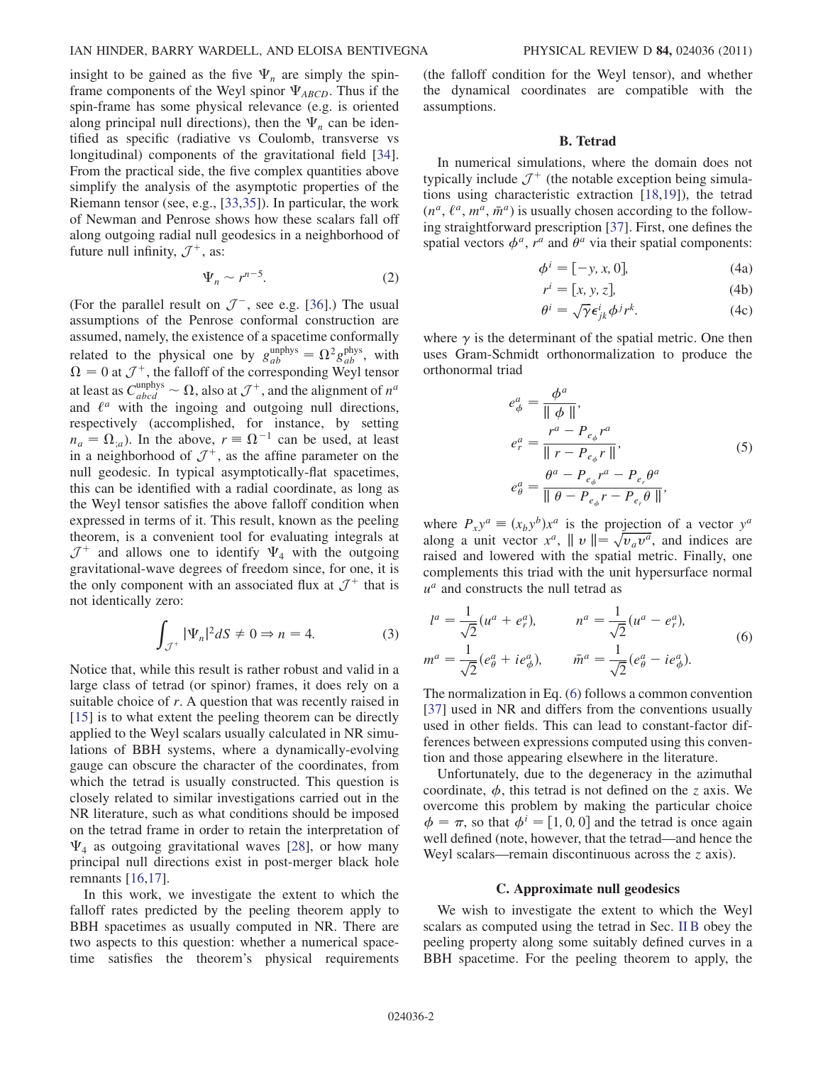insight to be gained as the five $\Psi_n$ are simply the spin-frame components of the Weyl spinor $\Psi_{ABCD}$. Thus if the spin-frame has some physical relevance (e.g. is oriented along principal null directions), then the $\Psi_n$ can be identified as specific (radiative vs Coulomb, transverse vs longitudinal) components of the gravitational field [34]. From the practical side, the five complex quantities above simplify the analysis of the asymptotic properties of the Riemann tensor (see, e.g., [33,35]). In particular, the work of Newman and Penrose shows how these scalars fall off along outgoing radial null geodesics in a neighborhood of future null infinity, $\mathcal{J}^+$, as:

$$\Psi_n \sim r^{n-5}. \tag{2}$$

(For the parallel result on $\mathcal{J}^-$, see e.g. [36].) The usual assumptions of the Penrose conformal construction are assumed, namely, the existence of a spacetime conformally related to the physical one by $g_{ab}^{\text{unphys}} = \Omega^2 g_{ab}^{\text{phys}}$, with $\Omega = 0$ at $\mathcal{J}^+$, the falloff of the corresponding Weyl tensor at least as $C_{abcd}^{\text{unphys}} \sim \Omega$, also at $\mathcal{J}^+$, and the alignment of $n^a$ and $\ell^a$ with the ingoing and outgoing null directions, respectively (accomplished, for instance, by setting $n_a = \Omega_{;a}$). In the above, $r \equiv \Omega^{-1}$ can be used, at least in a neighborhood of $\mathcal{J}^+$, as the affine parameter on the null geodesic. In typical asymptotically-flat spacetimes, this can be identified with a radial coordinate, as long as the Weyl tensor satisfies the above falloff condition when expressed in terms of it. This result, known as the peeling theorem, is a convenient tool for evaluating integrals at $\mathcal{J}^+$ and allows one to identify $\Psi_4$ with the outgoing gravitational-wave degrees of freedom since, for one, it is the only component with an associated flux at $\mathcal{J}^+$ that is not identically zero:

$$\int_{\mathcal{J}^+} |\Psi_n|^2 dS \neq 0 \Rightarrow n = 4. \tag{3}$$

Notice that, while this result is rather robust and valid in a large class of tetrad (or spinor) frames, it does rely on a suitable choice of $r$. A question that was recently raised in [15] is to what extent the peeling theorem can be directly applied to the Weyl scalars usually calculated in NR simulations of BBH systems, where a dynamically-evolving gauge can obscure the character of the coordinates, from which the tetrad is usually constructed. This question is closely related to similar investigations carried out in the NR literature, such as what conditions should be imposed on the tetrad frame in order to retain the interpretation of $\Psi_4$ as outgoing gravitational waves [28], or how many principal null directions exist in post-merger black hole remnants [16,17].

In this work, we investigate the extent to which the falloff rates predicted by the peeling theorem apply to BBH spacetimes as usually computed in NR. There are two aspects to this question: whether a numerical spacetime satisfies the theorem's physical requirements (the falloff condition for the Weyl tensor), and whether the dynamical coordinates are compatible with the assumptions.

### B. Tetrad

In numerical simulations, where the domain does not typically include $\mathcal{J}^+$ (the notable exception being simulations using characteristic extraction [18,19]), the tetrad $(n^a, \ell^a, m^a, \bar{m}^a)$ is usually chosen according to the following straightforward prescription [37]. First, one defines the spatial vectors $\phi^a$, $r^a$ and $\theta^a$ via their spatial components:

$$\phi^i = [-y, x, 0], \tag{4a}$$

$$r^i = [x, y, z], \tag{4b}$$

$$\theta^i = \sqrt{\gamma}\epsilon^i_{jk}\phi^j r^k. \tag{4c}$$

where $\gamma$ is the determinant of the spatial metric. One then uses Gram-Schmidt orthonormalization to produce the orthonormal triad

$$\begin{aligned} e^a_\phi &= \frac{\phi^a}{\| \phi \|}, \\ e^a_r &= \frac{r^a - P_{e_\phi} r^a}{\| r - P_{e_\phi} r \|}, \\ e^a_\theta &= \frac{\theta^a - P_{e_\phi} r^a - P_{e_r} \theta^a}{\| \theta - P_{e_\phi} r - P_{e_r} \theta \|}, \end{aligned} \tag{5}$$

where $P_x y^a \equiv (x_b y^b) x^a$ is the projection of a vector $y^a$ along a unit vector $x^a$, $\| v \| = \sqrt{v_a v^a}$, and indices are raised and lowered with the spatial metric. Finally, one complements this triad with the unit hypersurface normal $u^a$ and constructs the null tetrad as

$$\begin{aligned} l^a &= \frac{1}{\sqrt{2}}(u^a + e^a_r), \qquad & n^a &= \frac{1}{\sqrt{2}}(u^a - e^a_r), \\ m^a &= \frac{1}{\sqrt{2}}(e^a_\theta + i e^a_\phi), \qquad & \bar{m}^a &= \frac{1}{\sqrt{2}}(e^a_\theta - i e^a_\phi). \end{aligned} \tag{6}$$

The normalization in Eq. (6) follows a common convention [37] used in NR and differs from the conventions usually used in other fields. This can lead to constant-factor differences between expressions computed using this convention and those appearing elsewhere in the literature.

Unfortunately, due to the degeneracy in the azimuthal coordinate, $\phi$, this tetrad is not defined on the $z$ axis. We overcome this problem by making the particular choice $\phi = \pi$, so that $\phi^i = [1, 0, 0]$ and the tetrad is once again well defined (note, however, that the tetrad—and hence the Weyl scalars—remain discontinuous across the $z$ axis).

### C. Approximate null geodesics

We wish to investigate the extent to which the Weyl scalars as computed using the tetrad in Sec. II B obey the peeling property along some suitably defined curves in a BBH spacetime. For the peeling theorem to apply, the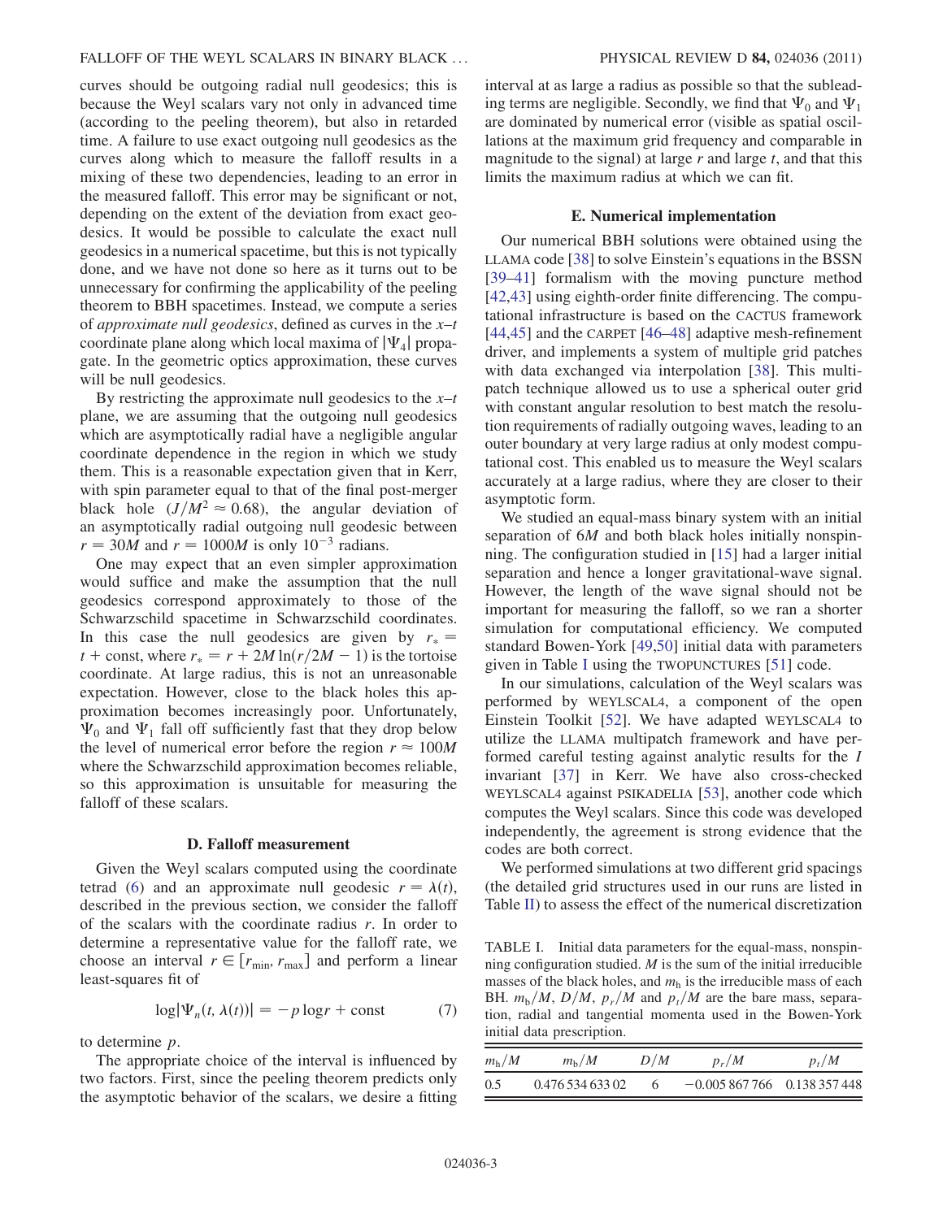curves should be outgoing radial null geodesics; this is because the Weyl scalars vary not only in advanced time (according to the peeling theorem), but also in retarded time. A failure to use exact outgoing null geodesics as the curves along which to measure the falloff results in a mixing of these two dependencies, leading to an error in the measured falloff. This error may be significant or not, depending on the extent of the deviation from exact geodesics. It would be possible to calculate the exact null geodesics in a numerical spacetime, but this is not typically done, and we have not done so here as it turns out to be unnecessary for confirming the applicability of the peeling theorem to BBH spacetimes. Instead, we compute a series of *approximate null geodesics*, defined as curves in the $x$–$t$ coordinate plane along which local maxima of $|\Psi_4|$ propagate. In the geometric optics approximation, these curves will be null geodesics.

By restricting the approximate null geodesics to the $x$–$t$ plane, we are assuming that the outgoing null geodesics which are asymptotically radial have a negligible angular coordinate dependence in the region in which we study them. This is a reasonable expectation given that in Kerr, with spin parameter equal to that of the final post-merger black hole ($J/M^2 \approx 0.68$), the angular deviation of an asymptotically radial outgoing null geodesic between $r = 30M$ and $r = 1000M$ is only $10^{-3}$ radians.

One may expect that an even simpler approximation would suffice and make the assumption that the null geodesics correspond approximately to those of the Schwarzschild spacetime in Schwarzschild coordinates. In this case the null geodesics are given by $r_* = t + \text{const}$, where $r_* = r + 2M \ln(r/2M - 1)$ is the tortoise coordinate. At large radius, this is not an unreasonable expectation. However, close to the black holes this approximation becomes increasingly poor. Unfortunately, $\Psi_0$ and $\Psi_1$ fall off sufficiently fast that they drop below the level of numerical error before the region $r \approx 100M$ where the Schwarzschild approximation becomes reliable, so this approximation is unsuitable for measuring the falloff of these scalars.

### D. Falloff measurement

Given the Weyl scalars computed using the coordinate tetrad (6) and an approximate null geodesic $r = \lambda(t)$, described in the previous section, we consider the falloff of the scalars with the coordinate radius $r$. In order to determine a representative value for the falloff rate, we choose an interval $r \in [r_{\min}, r_{\max}]$ and perform a linear least-squares fit of

$$\log|\Psi_n(t, \lambda(t))| = -p \log r + \text{const} \tag{7}$$

to determine $p$.

The appropriate choice of the interval is influenced by two factors. First, since the peeling theorem predicts only the asymptotic behavior of the scalars, we desire a fitting interval at as large a radius as possible so that the subleading terms are negligible. Secondly, we find that $\Psi_0$ and $\Psi_1$ are dominated by numerical error (visible as spatial oscillations at the maximum grid frequency and comparable in magnitude to the signal) at large $r$ and large $t$, and that this limits the maximum radius at which we can fit.

### E. Numerical implementation

Our numerical BBH solutions were obtained using the LLAMA code [38] to solve Einstein's equations in the BSSN [39–41] formalism with the moving puncture method [42,43] using eighth-order finite differencing. The computational infrastructure is based on the CACTUS framework [44,45] and the CARPET [46–48] adaptive mesh-refinement driver, and implements a system of multiple grid patches with data exchanged via interpolation [38]. This multipatch technique allowed us to use a spherical outer grid with constant angular resolution to best match the resolution requirements of radially outgoing waves, leading to an outer boundary at very large radius at only modest computational cost. This enabled us to measure the Weyl scalars accurately at a large radius, where they are closer to their asymptotic form.

We studied an equal-mass binary system with an initial separation of $6M$ and both black holes initially nonspinning. The configuration studied in [15] had a larger initial separation and hence a longer gravitational-wave signal. However, the length of the wave signal should not be important for measuring the falloff, so we ran a shorter simulation for computational efficiency. We computed standard Bowen-York [49,50] initial data with parameters given in Table I using the TWOPUNCTURES [51] code.

In our simulations, calculation of the Weyl scalars was performed by WEYLSCAL4, a component of the open Einstein Toolkit [52]. We have adapted WEYLSCAL4 to utilize the LLAMA multipatch framework and have performed careful testing against analytic results for the $I$ invariant [37] in Kerr. We have also cross-checked WEYLSCAL4 against PSIKADELIA [53], another code which computes the Weyl scalars. Since this code was developed independently, the agreement is strong evidence that the codes are both correct.

We performed simulations at two different grid spacings (the detailed grid structures used in our runs are listed in Table II) to assess the effect of the numerical discretization

TABLE I. Initial data parameters for the equal-mass, nonspinning configuration studied. $M$ is the sum of the initial irreducible masses of the black holes, and $m_{\mathrm{h}}$ is the irreducible mass of each BH. $m_{\mathrm{b}}/M$, $D/M$, $p_r/M$ and $p_t/M$ are the bare mass, separation, radial and tangential momenta used in the Bowen-York initial data prescription.

| $m_{\mathrm{h}}/M$ | $m_{\mathrm{b}}/M$ | $D/M$ | $p_r/M$ | $p_t/M$ |
|---|---|---|---|---|
| 0.5 | 0.476 534 633 02 | 6 | −0.005 867 766 | 0.138 357 448 |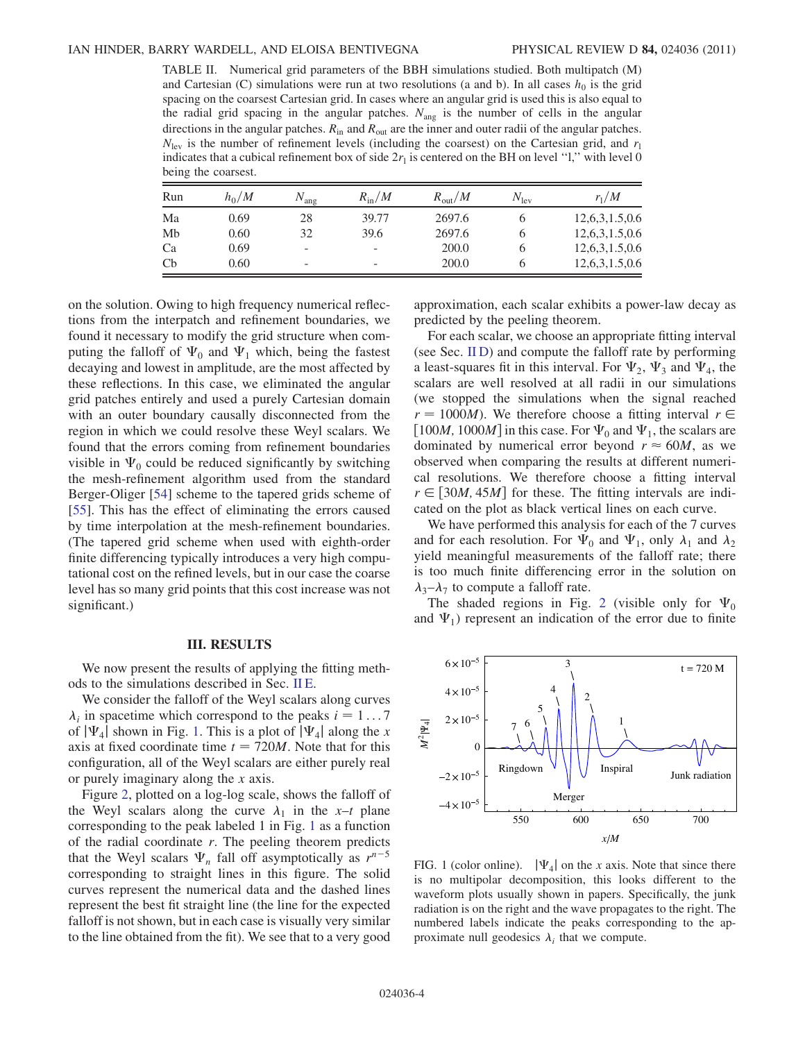TABLE II. Numerical grid parameters of the BBH simulations studied. Both multipatch (M) and Cartesian (C) simulations were run at two resolutions (a and b). In all cases $h_0$ is the grid spacing on the coarsest Cartesian grid. In cases where an angular grid is used this is also equal to the radial grid spacing in the angular patches. $N_{\rm ang}$ is the number of cells in the angular directions in the angular patches. $R_{\rm in}$ and $R_{\rm out}$ are the inner and outer radii of the angular patches. $N_{\rm lev}$ is the number of refinement levels (including the coarsest) on the Cartesian grid, and $r_l$ indicates that a cubical refinement box of side $2r_l$ is centered on the BH on level "l," with level 0 being the coarsest.

| Run | $h_0/M$ | $N_{\rm ang}$ | $R_{\rm in}/M$ | $R_{\rm out}/M$ | $N_{\rm lev}$ | $r_l/M$ |
|---|---|---|---|---|---|---|
| Ma | 0.69 | 28 | 39.77 | 2697.6 | 6 | 12,6,3,1.5,0.6 |
| Mb | 0.60 | 32 | 39.6 | 2697.6 | 6 | 12,6,3,1.5,0.6 |
| Ca | 0.69 | - | - | 200.0 | 6 | 12,6,3,1.5,0.6 |
| Cb | 0.60 | - | - | 200.0 | 6 | 12,6,3,1.5,0.6 |

on the solution. Owing to high frequency numerical reflections from the interpatch and refinement boundaries, we found it necessary to modify the grid structure when computing the falloff of $\Psi_0$ and $\Psi_1$ which, being the fastest decaying and lowest in amplitude, are the most affected by these reflections. In this case, we eliminated the angular grid patches entirely and used a purely Cartesian domain with an outer boundary causally disconnected from the region in which we could resolve these Weyl scalars. We found that the errors coming from refinement boundaries visible in $\Psi_0$ could be reduced significantly by switching the mesh-refinement algorithm used from the standard Berger-Oliger [54] scheme to the tapered grids scheme of [55]. This has the effect of eliminating the errors caused by time interpolation at the mesh-refinement boundaries. (The tapered grid scheme when used with eighth-order finite differencing typically introduces a very high computational cost on the refined levels, but in our case the coarse level has so many grid points that this cost increase was not significant.)

## III. RESULTS

We now present the results of applying the fitting methods to the simulations described in Sec. II E.

We consider the falloff of the Weyl scalars along curves $\lambda_i$ in spacetime which correspond to the peaks $i = 1 \ldots 7$ of $|\Psi_4|$ shown in Fig. 1. This is a plot of $|\Psi_4|$ along the $x$ axis at fixed coordinate time $t = 720M$. Note that for this configuration, all of the Weyl scalars are either purely real or purely imaginary along the $x$ axis.

Figure 2, plotted on a log-log scale, shows the falloff of the Weyl scalars along the curve $\lambda_1$ in the $x$–$t$ plane corresponding to the peak labeled 1 in Fig. 1 as a function of the radial coordinate $r$. The peeling theorem predicts that the Weyl scalars $\Psi_n$ fall off asymptotically as $r^{n-5}$ corresponding to straight lines in this figure. The solid curves represent the numerical data and the dashed lines represent the best fit straight line (the line for the expected falloff is not shown, but in each case is visually very similar to the line obtained from the fit). We see that to a very good approximation, each scalar exhibits a power-law decay as predicted by the peeling theorem.

For each scalar, we choose an appropriate fitting interval (see Sec. II D) and compute the falloff rate by performing a least-squares fit in this interval. For $\Psi_2$, $\Psi_3$ and $\Psi_4$, the scalars are well resolved at all radii in our simulations (we stopped the simulations when the signal reached $r = 1000M$). We therefore choose a fitting interval $r \in [100M, 1000M]$ in this case. For $\Psi_0$ and $\Psi_1$, the scalars are dominated by numerical error beyond $r \approx 60M$, as we observed when comparing the results at different numerical resolutions. We therefore choose a fitting interval $r \in [30M, 45M]$ for these. The fitting intervals are indicated on the plot as black vertical lines on each curve.

We have performed this analysis for each of the 7 curves and for each resolution. For $\Psi_0$ and $\Psi_1$, only $\lambda_1$ and $\lambda_2$ yield meaningful measurements of the falloff rate; there is too much finite differencing error in the solution on $\lambda_3$–$\lambda_7$ to compute a falloff rate.

The shaded regions in Fig. 2 (visible only for $\Psi_0$ and $\Psi_1$) represent an indication of the error due to finite

FIG. 1 (color online). $|\Psi_4|$ on the $x$ axis. Note that since there is no multipolar decomposition, this looks different to the waveform plots usually shown in papers. Specifically, the junk radiation is on the right and the wave propagates to the right. The numbered labels indicate the peaks corresponding to the approximate null geodesics $\lambda_i$ that we compute.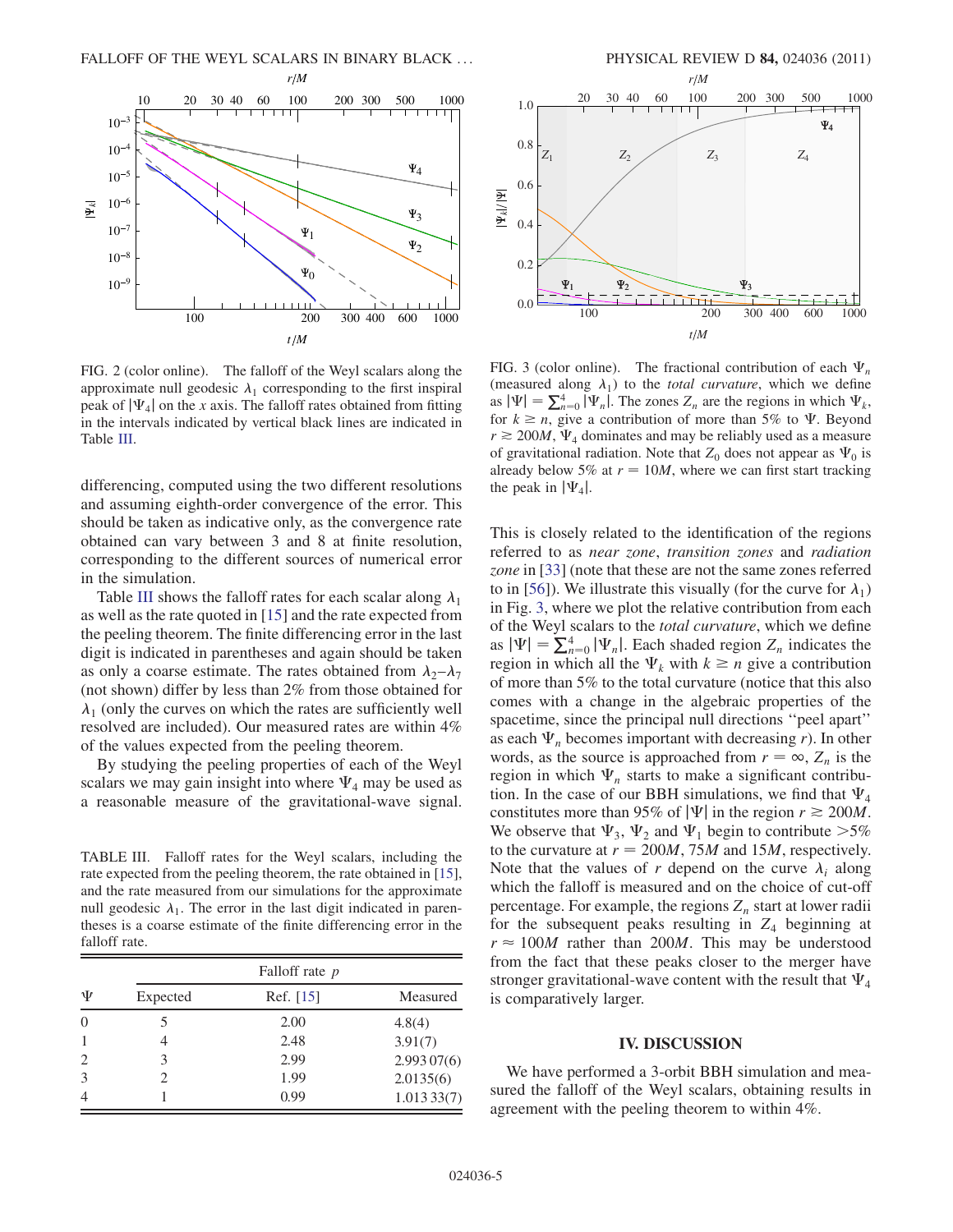FIG. 2 (color online). The falloff of the Weyl scalars along the approximate null geodesic $\lambda_1$ corresponding to the first inspiral peak of $|\Psi_4|$ on the $x$ axis. The falloff rates obtained from fitting in the intervals indicated by vertical black lines are indicated in Table III.

FIG. 3 (color online). The fractional contribution of each $\Psi_n$ (measured along $\lambda_1$) to the *total curvature*, which we define as $|\Psi| = \sum_{n=0}^{4} |\Psi_n|$. The zones $Z_n$ are the regions in which $\Psi_k$, for $k \geq n$, give a contribution of more than 5% to $\Psi$. Beyond $r \gtrsim 200M$, $\Psi_4$ dominates and may be reliably used as a measure of gravitational radiation. Note that $Z_0$ does not appear as $\Psi_0$ is already below 5% at $r = 10M$, where we can first start tracking the peak in $|\Psi_4|$.

differencing, computed using the two different resolutions and assuming eighth-order convergence of the error. This should be taken as indicative only, as the convergence rate obtained can vary between 3 and 8 at finite resolution, corresponding to the different sources of numerical error in the simulation.

Table III shows the falloff rates for each scalar along $\lambda_1$ as well as the rate quoted in [15] and the rate expected from the peeling theorem. The finite differencing error in the last digit is indicated in parentheses and again should be taken as only a coarse estimate. The rates obtained from $\lambda_2$–$\lambda_7$ (not shown) differ by less than 2% from those obtained for $\lambda_1$ (only the curves on which the rates are sufficiently well resolved are included). Our measured rates are within 4% of the values expected from the peeling theorem.

By studying the peeling properties of each of the Weyl scalars we may gain insight into where $\Psi_4$ may be used as a reasonable measure of the gravitational-wave signal.

TABLE III. Falloff rates for the Weyl scalars, including the rate expected from the peeling theorem, the rate obtained in [15], and the rate measured from our simulations for the approximate null geodesic $\lambda_1$. The error in the last digit indicated in parentheses is a coarse estimate of the finite differencing error in the falloff rate.

| | Falloff rate $p$ | | |
|---|---|---|---|
| $\Psi$ | Expected | Ref. [15] | Measured |
| 0 | 5 | 2.00 | 4.8(4) |
| 1 | 4 | 2.48 | 3.91(7) |
| 2 | 3 | 2.99 | 2.993 07(6) |
| 3 | 2 | 1.99 | 2.0135(6) |
| 4 | 1 | 0.99 | 1.013 33(7) |

This is closely related to the identification of the regions referred to as *near zone*, *transition zones* and *radiation zone* in [33] (note that these are not the same zones referred to in [56]). We illustrate this visually (for the curve for $\lambda_1$) in Fig. 3, where we plot the relative contribution from each of the Weyl scalars to the *total curvature*, which we define as $|\Psi| = \sum_{n=0}^{4} |\Psi_n|$. Each shaded region $Z_n$ indicates the region in which all the $\Psi_k$ with $k \geq n$ give a contribution of more than 5% to the total curvature (notice that this also comes with a change in the algebraic properties of the spacetime, since the principal null directions "peel apart" as each $\Psi_n$ becomes important with decreasing $r$). In other words, as the source is approached from $r = \infty$, $Z_n$ is the region in which $\Psi_n$ starts to make a significant contribution. In the case of our BBH simulations, we find that $\Psi_4$ constitutes more than 95% of $|\Psi|$ in the region $r \gtrsim 200M$. We observe that $\Psi_3$, $\Psi_2$ and $\Psi_1$ begin to contribute >5% to the curvature at $r = 200M$, $75M$ and $15M$, respectively. Note that the values of $r$ depend on the curve $\lambda_i$ along which the falloff is measured and on the choice of cut-off percentage. For example, the regions $Z_n$ start at lower radii for the subsequent peaks resulting in $Z_4$ beginning at $r \approx 100M$ rather than $200M$. This may be understood from the fact that these peaks closer to the merger have stronger gravitational-wave content with the result that $\Psi_4$ is comparatively larger.

## IV. DISCUSSION

We have performed a 3-orbit BBH simulation and measured the falloff of the Weyl scalars, obtaining results in agreement with the peeling theorem to within 4%.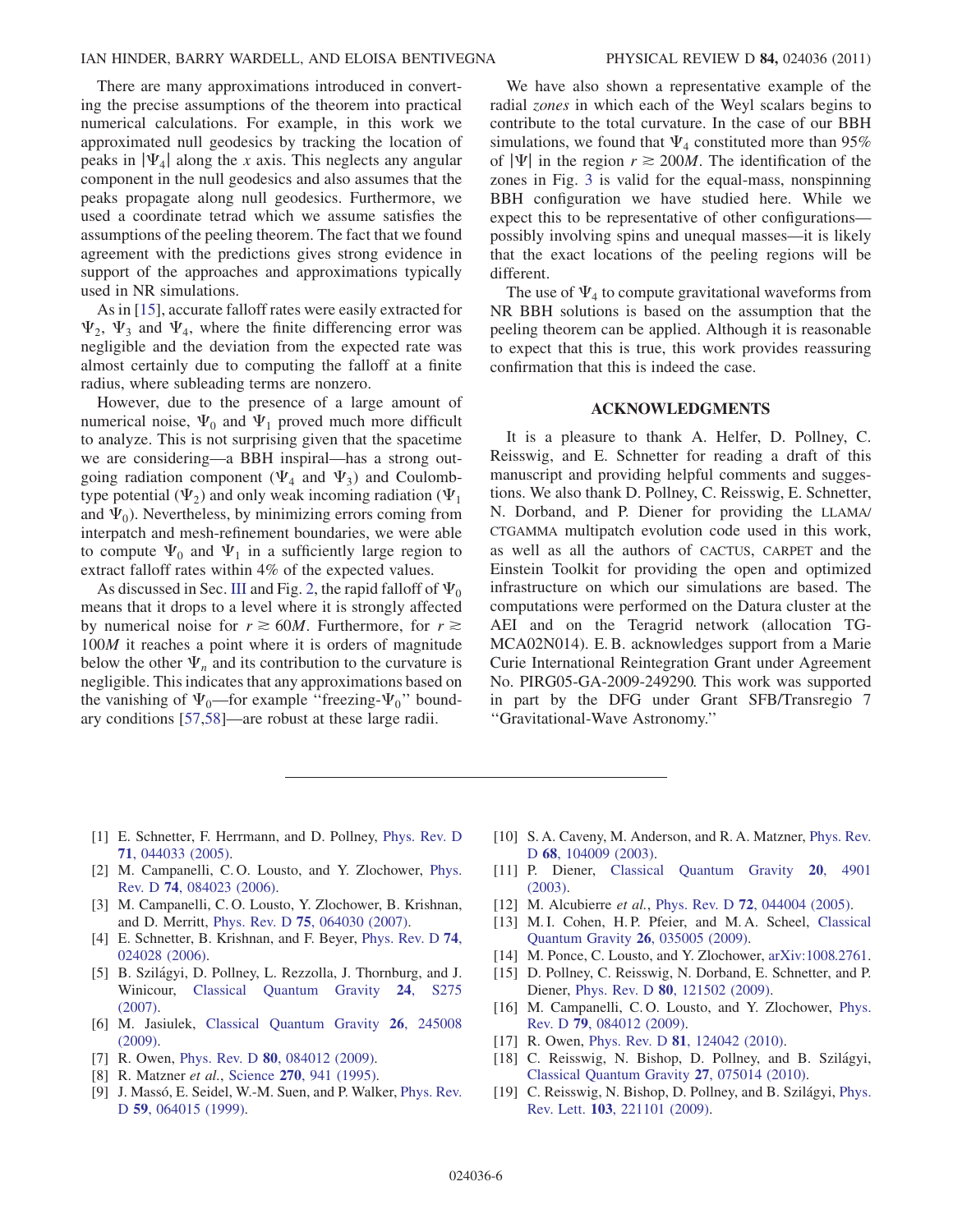There are many approximations introduced in converting the precise assumptions of the theorem into practical numerical calculations. For example, in this work we approximated null geodesics by tracking the location of peaks in $|\Psi_4|$ along the $x$ axis. This neglects any angular component in the null geodesics and also assumes that the peaks propagate along null geodesics. Furthermore, we used a coordinate tetrad which we assume satisfies the assumptions of the peeling theorem. The fact that we found agreement with the predictions gives strong evidence in support of the approaches and approximations typically used in NR simulations.

As in [15], accurate falloff rates were easily extracted for $\Psi_2$, $\Psi_3$ and $\Psi_4$, where the finite differencing error was negligible and the deviation from the expected rate was almost certainly due to computing the falloff at a finite radius, where subleading terms are nonzero.

However, due to the presence of a large amount of numerical noise, $\Psi_0$ and $\Psi_1$ proved much more difficult to analyze. This is not surprising given that the spacetime we are considering—a BBH inspiral—has a strong outgoing radiation component ($\Psi_4$ and $\Psi_3$) and Coulomb-type potential ($\Psi_2$) and only weak incoming radiation ($\Psi_1$ and $\Psi_0$). Nevertheless, by minimizing errors coming from interpatch and mesh-refinement boundaries, we were able to compute $\Psi_0$ and $\Psi_1$ in a sufficiently large region to extract falloff rates within 4% of the expected values.

As discussed in Sec. III and Fig. 2, the rapid falloff of $\Psi_0$ means that it drops to a level where it is strongly affected by numerical noise for $r \gtrsim 60M$. Furthermore, for $r \gtrsim 100M$ it reaches a point where it is orders of magnitude below the other $\Psi_n$ and its contribution to the curvature is negligible. This indicates that any approximations based on the vanishing of $\Psi_0$—for example "freezing-$\Psi_0$" boundary conditions [57,58]—are robust at these large radii.

We have also shown a representative example of the radial *zones* in which each of the Weyl scalars begins to contribute to the total curvature. In the case of our BBH simulations, we found that $\Psi_4$ constituted more than 95% of $|\Psi|$ in the region $r \gtrsim 200M$. The identification of the zones in Fig. 3 is valid for the equal-mass, nonspinning BBH configuration we have studied here. While we expect this to be representative of other configurations—possibly involving spins and unequal masses—it is likely that the exact locations of the peeling regions will be different.

The use of $\Psi_4$ to compute gravitational waveforms from NR BBH solutions is based on the assumption that the peeling theorem can be applied. Although it is reasonable to expect that this is true, this work provides reassuring confirmation that this is indeed the case.

## ACKNOWLEDGMENTS

It is a pleasure to thank A. Helfer, D. Pollney, C. Reisswig, and E. Schnetter for reading a draft of this manuscript and providing helpful comments and suggestions. We also thank D. Pollney, C. Reisswig, E. Schnetter, N. Dorband, and P. Diener for providing the LLAMA/CTGAMMA multipatch evolution code used in this work, as well as all the authors of CACTUS, CARPET and the Einstein Toolkit for providing the open and optimized infrastructure on which our simulations are based. The computations were performed on the Datura cluster at the AEI and on the Teragrid network (allocation TG-MCA02N014). E. B. acknowledges support from a Marie Curie International Reintegration Grant under Agreement No. PIRG05-GA-2009-249290. This work was supported in part by the DFG under Grant SFB/Transregio 7 "Gravitational-Wave Astronomy."

---

[1] E. Schnetter, F. Herrmann, and D. Pollney, Phys. Rev. D **71**, 044033 (2005).
[2] M. Campanelli, C. O. Lousto, and Y. Zlochower, Phys. Rev. D **74**, 084023 (2006).
[3] M. Campanelli, C. O. Lousto, Y. Zlochower, B. Krishnan, and D. Merritt, Phys. Rev. D **75**, 064030 (2007).
[4] E. Schnetter, B. Krishnan, and F. Beyer, Phys. Rev. D **74**, 024028 (2006).
[5] B. Szilágyi, D. Pollney, L. Rezzolla, J. Thornburg, and J. Winicour, Classical Quantum Gravity **24**, S275 (2007).
[6] M. Jasiulek, Classical Quantum Gravity **26**, 245008 (2009).
[7] R. Owen, Phys. Rev. D **80**, 084012 (2009).
[8] R. Matzner *et al.*, Science **270**, 941 (1995).
[9] J. Massó, E. Seidel, W.-M. Suen, and P. Walker, Phys. Rev. D **59**, 064015 (1999).
[10] S. A. Caveny, M. Anderson, and R. A. Matzner, Phys. Rev. D **68**, 104009 (2003).
[11] P. Diener, Classical Quantum Gravity **20**, 4901 (2003).
[12] M. Alcubierre *et al.*, Phys. Rev. D **72**, 044004 (2005).
[13] M. I. Cohen, H. P. Pfeier, and M. A. Scheel, Classical Quantum Gravity **26**, 035005 (2009).
[14] M. Ponce, C. Lousto, and Y. Zlochower, arXiv:1008.2761.
[15] D. Pollney, C. Reisswig, N. Dorband, E. Schnetter, and P. Diener, Phys. Rev. D **80**, 121502 (2009).
[16] M. Campanelli, C. O. Lousto, and Y. Zlochower, Phys. Rev. D **79**, 084012 (2009).
[17] R. Owen, Phys. Rev. D **81**, 124042 (2010).
[18] C. Reisswig, N. Bishop, D. Pollney, and B. Szilágyi, Classical Quantum Gravity **27**, 075014 (2010).
[19] C. Reisswig, N. Bishop, D. Pollney, and B. Szilágyi, Phys. Rev. Lett. **103**, 221101 (2009).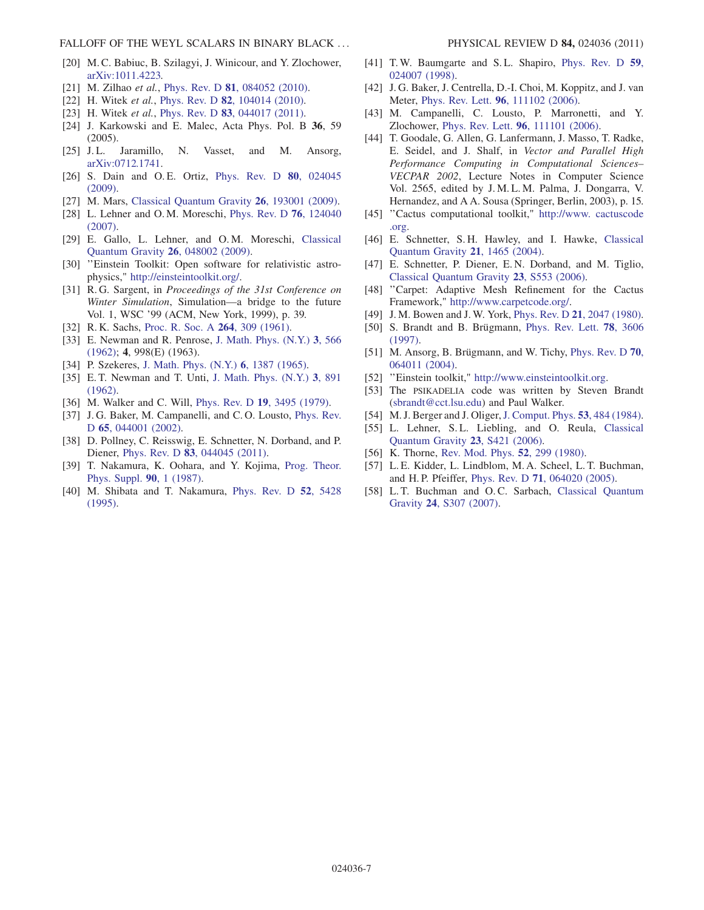[20] M. C. Babiuc, B. Szilagyi, J. Winicour, and Y. Zlochower, arXiv:1011.4223.

[21] M. Zilhao *et al.*, Phys. Rev. D **81**, 084052 (2010).

[22] H. Witek *et al.*, Phys. Rev. D **82**, 104014 (2010).

[23] H. Witek *et al.*, Phys. Rev. D **83**, 044017 (2011).

[24] J. Karkowski and E. Malec, Acta Phys. Pol. B **36**, 59 (2005).

[25] J. L. Jaramillo, N. Vasset, and M. Ansorg, arXiv:0712.1741.

[26] S. Dain and O. E. Ortiz, Phys. Rev. D **80**, 024045 (2009).

[27] M. Mars, Classical Quantum Gravity **26**, 193001 (2009).

[28] L. Lehner and O. M. Moreschi, Phys. Rev. D **76**, 124040 (2007).

[29] E. Gallo, L. Lehner, and O. M. Moreschi, Classical Quantum Gravity **26**, 048002 (2009).

[30] "Einstein Toolkit: Open software for relativistic astrophysics," http://einsteintoolkit.org/.

[31] R. G. Sargent, in *Proceedings of the 31st Conference on Winter Simulation*, Simulation—a bridge to the future Vol. 1, WSC '99 (ACM, New York, 1999), p. 39.

[32] R. K. Sachs, Proc. R. Soc. A **264**, 309 (1961).

[33] E. Newman and R. Penrose, J. Math. Phys. (N.Y.) **3**, 566 (1962); **4**, 998(E) (1963).

[34] P. Szekeres, J. Math. Phys. (N.Y.) **6**, 1387 (1965).

[35] E. T. Newman and T. Unti, J. Math. Phys. (N.Y.) **3**, 891 (1962).

[36] M. Walker and C. Will, Phys. Rev. D **19**, 3495 (1979).

[37] J. G. Baker, M. Campanelli, and C. O. Lousto, Phys. Rev. D **65**, 044001 (2002).

[38] D. Pollney, C. Reisswig, E. Schnetter, N. Dorband, and P. Diener, Phys. Rev. D **83**, 044045 (2011).

[39] T. Nakamura, K. Oohara, and Y. Kojima, Prog. Theor. Phys. Suppl. **90**, 1 (1987).

[40] M. Shibata and T. Nakamura, Phys. Rev. D **52**, 5428 (1995).

[41] T. W. Baumgarte and S. L. Shapiro, Phys. Rev. D **59**, 024007 (1998).

[42] J. G. Baker, J. Centrella, D.-I. Choi, M. Koppitz, and J. van Meter, Phys. Rev. Lett. **96**, 111102 (2006).

[43] M. Campanelli, C. Lousto, P. Marronetti, and Y. Zlochower, Phys. Rev. Lett. **96**, 111101 (2006).

[44] T. Goodale, G. Allen, G. Lanfermann, J. Masso, T. Radke, E. Seidel, and J. Shalf, in *Vector and Parallel High Performance Computing in Computational Sciences–VECPAR 2002*, Lecture Notes in Computer Science Vol. 2565, edited by J. M. L. M. Palma, J. Dongarra, V. Hernandez, and A A. Sousa (Springer, Berlin, 2003), p. 15.

[45] "Cactus computational toolkit," http://www.cactuscode.org.

[46] E. Schnetter, S. H. Hawley, and I. Hawke, Classical Quantum Gravity **21**, 1465 (2004).

[47] E. Schnetter, P. Diener, E. N. Dorband, and M. Tiglio, Classical Quantum Gravity **23**, S553 (2006).

[48] "Carpet: Adaptive Mesh Refinement for the Cactus Framework," http://www.carpetcode.org/.

[49] J. M. Bowen and J. W. York, Phys. Rev. D **21**, 2047 (1980).

[50] S. Brandt and B. Brügmann, Phys. Rev. Lett. **78**, 3606 (1997).

[51] M. Ansorg, B. Brügmann, and W. Tichy, Phys. Rev. D **70**, 064011 (2004).

[52] "Einstein toolkit," http://www.einsteintoolkit.org.

[53] The PSIKADELIA code was written by Steven Brandt (sbrandt@cct.lsu.edu) and Paul Walker.

[54] M. J. Berger and J. Oliger, J. Comput. Phys. **53**, 484 (1984).

[55] L. Lehner, S. L. Liebling, and O. Reula, Classical Quantum Gravity **23**, S421 (2006).

[56] K. Thorne, Rev. Mod. Phys. **52**, 299 (1980).

[57] L. E. Kidder, L. Lindblom, M. A. Scheel, L. T. Buchman, and H. P. Pfeiffer, Phys. Rev. D **71**, 064020 (2005).

[58] L. T. Buchman and O. C. Sarbach, Classical Quantum Gravity **24**, S307 (2007).